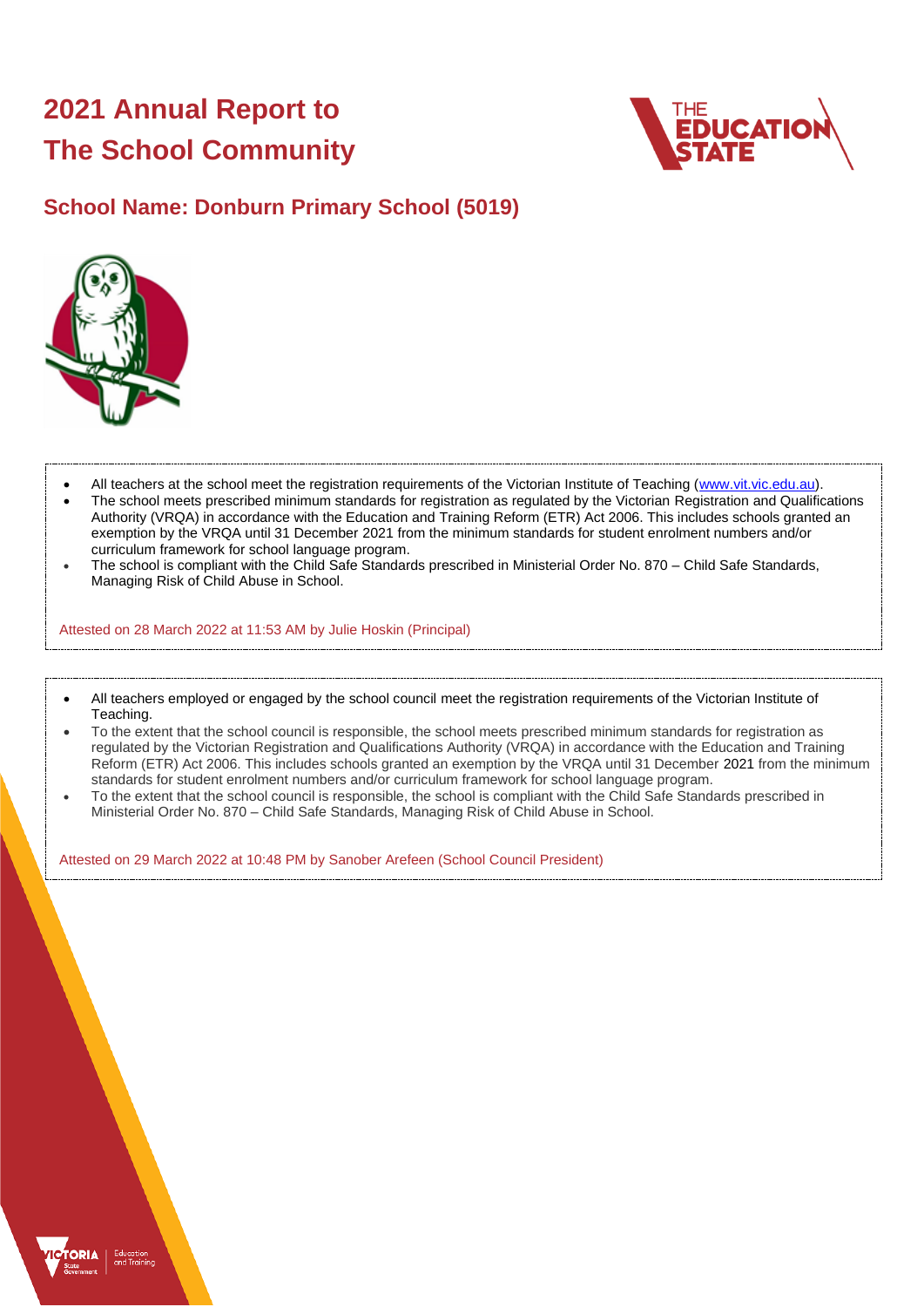# 2021 Annual Report to The School Community

## School Name: Donburn Primary School (5019)

- All teachers at the school meet the registration requirements of the Victorian Institute of Teaching (www.vit.vic.edu.au).
- The school meets prescribed minimum standards for registration as regulated by the Victorian Registration and Qualifications Authority (VRQA) in accordance with the Education and Training Reform (ETR) Act 2006. This includes schools granted an exemption by the VRQA until 31 December 2021 from the minimum standards for student enrolment numbers and/or curriculum framework for school language program.
- The school is compliant with the Child Safe Standards prescribed in Ministerial Order No. 870 – Child Safe Standards, Managing Risk of Child Abuse in School.

Attested on 28 March 2022 at 11:53 AM by Julie Hoskin (Principal)

- All teachers employed or engaged by the school council meet the registration requirements of the Victorian Institute of Teaching.
- To the extent that the school council is responsible, the school meets prescribed minimum standards for registration as regulated by the Victorian Registration and Qualifications Authority (VRQA) in accordance with the Education and Training Reform (ETR) Act 2006. This includes schools granted an exemption by the VRQA until 31 December 2021 from the minimum standards for student enrolment numbers and/or curriculum framework for school language program.
- To the extent that the school council is responsible, the school is compliant with the Child Safe Standards prescribed in Ministerial Order No. 870 – Child Safe Standards, Managing Risk of Child Abuse in School.

Attested on 29 March 2022 at 10:48 PM by Sanober Arefeen (School Council President)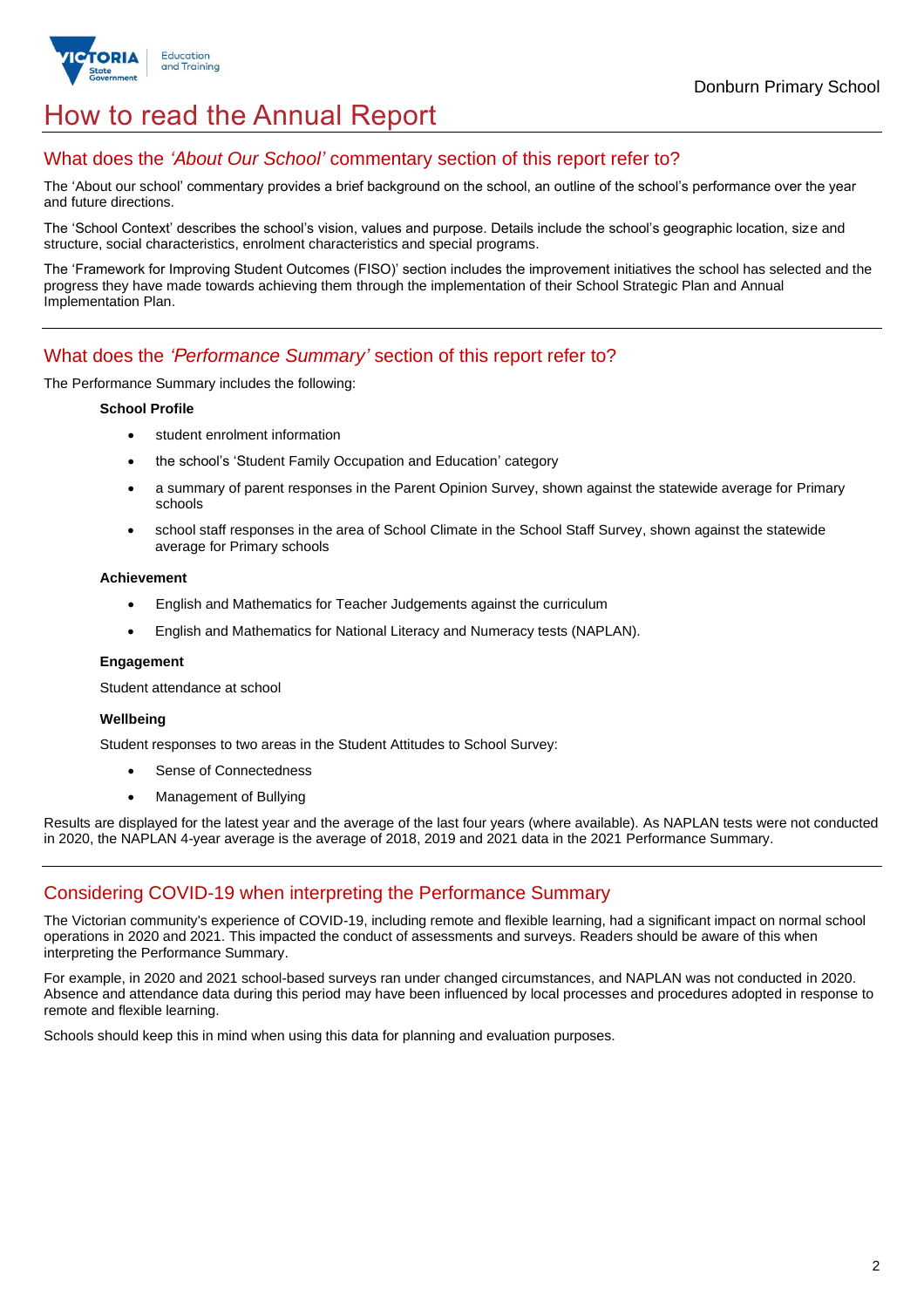# How to read the Annual Report

## What does the *'About Our School'* commentary section of this report refer to?

The 'About our school' commentary provides a brief background on the school, an outline of the school's performance over the year and future directions.

The 'School Context' describes the school's vision, values and purpose. Details include the school's geographic location, size and structure, social characteristics, enrolment characteristics and special programs.

The 'Framework for Improving Student Outcomes (FISO)' section includes the improvement initiatives the school has selected and the progress they have made towards achieving them through the implementation of their School Strategic Plan and Annual Implementation Plan.

## What does the *'Performance Summary'* section of this report refer to?

The Performance Summary includes the following:

**School Profile**

- student enrolment information
- the school's 'Student Family Occupation and Education' category
- a summary of parent responses in the Parent Opinion Survey, shown against the statewide average for Primary schools
- school staff responses in the area of School Climate in the School Staff Survey, shown against the statewide average for Primary schools

**Achievement**

- English and Mathematics for Teacher Judgements against the curriculum
- English and Mathematics for National Literacy and Numeracy tests (NAPLAN).

**Engagement**

Student attendance at school

**Wellbeing**

Student responses to two areas in the Student Attitudes to School Survey:

- Sense of Connectedness
- Management of Bullying

Results are displayed for the latest year and the average of the last four years (where available). As NAPLAN tests were not conducted in 2020, the NAPLAN 4-year average is the average of 2018, 2019 and 2021 data in the 2021 Performance Summary.

## Considering COVID-19 when interpreting the Performance Summary

The Victorian community's experience of COVID-19, including remote and flexible learning, had a significant impact on normal school operations in 2020 and 2021. This impacted the conduct of assessments and surveys. Readers should be aware of this when interpreting the Performance Summary.

For example, in 2020 and 2021 school-based surveys ran under changed circumstances, and NAPLAN was not conducted in 2020. Absence and attendance data during this period may have been influenced by local processes and procedures adopted in response to remote and flexible learning.

Schools should keep this in mind when using this data for planning and evaluation purposes.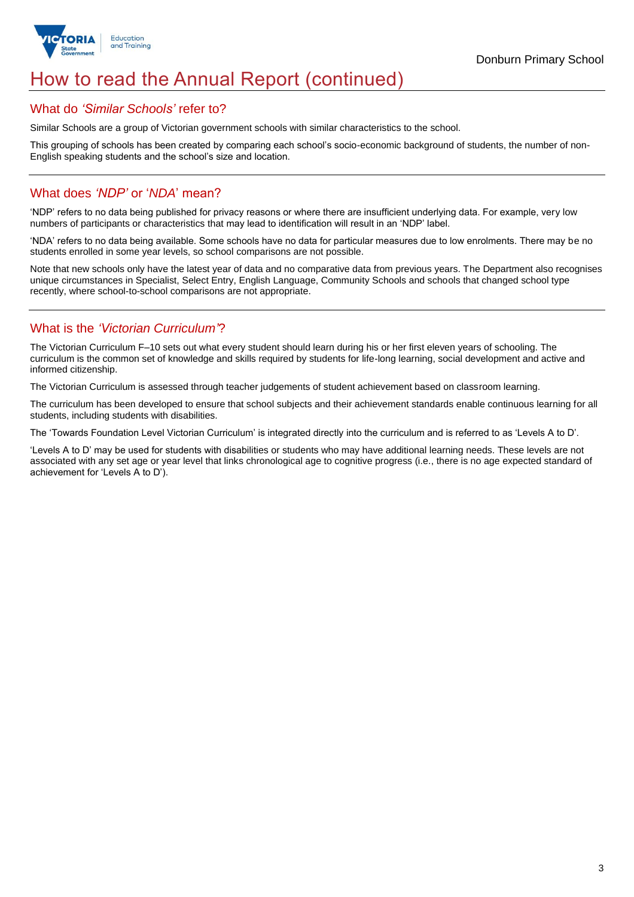# How to read the Annual Report (continued)

## What do *'Similar Schools'* refer to?

Similar Schools are a group of Victorian government schools with similar characteristics to the school.

This grouping of schools has been created by comparing each school's socio-economic background of students, the number of non-English speaking students and the school's size and location.

## What does *'NDP'* or '*NDA*' mean?

'NDP' refers to no data being published for privacy reasons or where there are insufficient underlying data. For example, very low numbers of participants or characteristics that may lead to identification will result in an 'NDP' label.

'NDA' refers to no data being available. Some schools have no data for particular measures due to low enrolments. There may be no students enrolled in some year levels, so school comparisons are not possible.

Note that new schools only have the latest year of data and no comparative data from previous years. The Department also recognises unique circumstances in Specialist, Select Entry, English Language, Community Schools and schools that changed school type recently, where school-to-school comparisons are not appropriate.

## What is the *'Victorian Curriculum'*?

The Victorian Curriculum F–10 sets out what every student should learn during his or her first eleven years of schooling. The curriculum is the common set of knowledge and skills required by students for life-long learning, social development and active and informed citizenship.

The Victorian Curriculum is assessed through teacher judgements of student achievement based on classroom learning.

The curriculum has been developed to ensure that school subjects and their achievement standards enable continuous learning for all students, including students with disabilities.

The 'Towards Foundation Level Victorian Curriculum' is integrated directly into the curriculum and is referred to as 'Levels A to D'.

'Levels A to D' may be used for students with disabilities or students who may have additional learning needs. These levels are not associated with any set age or year level that links chronological age to cognitive progress (i.e., there is no age expected standard of achievement for 'Levels A to D').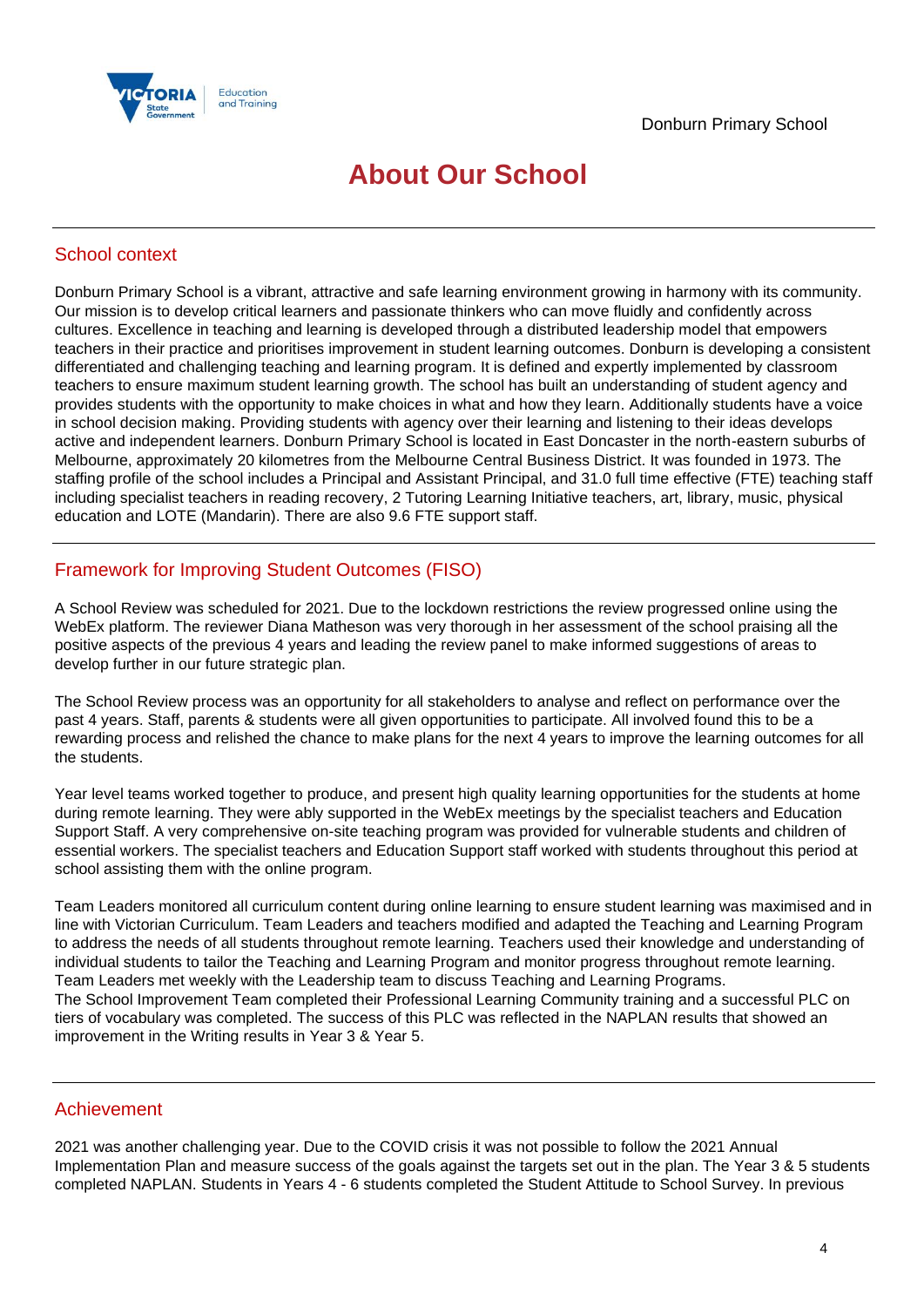# About Our School

## School context

Donburn Primary School is a vibrant, attractive and safe learning environment growing in harmony with its community. Our mission is to develop critical learners and passionate thinkers who can move fluidly and confidently across cultures. Excellence in teaching and learning is developed through a distributed leadership model that empowers teachers in their practice and prioritises improvement in student learning outcomes. Donburn is developing a consistent differentiated and challenging teaching and learning program. It is defined and expertly implemented by classroom teachers to ensure maximum student learning growth. The school has built an understanding of student agency and provides students with the opportunity to make choices in what and how they learn. Additionally students have a voice in school decision making. Providing students with agency over their learning and listening to their ideas develops active and independent learners. Donburn Primary School is located in East Doncaster in the north-eastern suburbs of Melbourne, approximately 20 kilometres from the Melbourne Central Business District. It was founded in 1973. The staffing profile of the school includes a Principal and Assistant Principal, and 31.0 full time effective (FTE) teaching staff including specialist teachers in reading recovery, 2 Tutoring Learning Initiative teachers, art, library, music, physical education and LOTE (Mandarin). There are also 9.6 FTE support staff.

## Framework for Improving Student Outcomes (FISO)

A School Review was scheduled for 2021. Due to the lockdown restrictions the review progressed online using the WebEx platform. The reviewer Diana Matheson was very thorough in her assessment of the school praising all the positive aspects of the previous 4 years and leading the review panel to make informed suggestions of areas to develop further in our future strategic plan.

The School Review process was an opportunity for all stakeholders to analyse and reflect on performance over the past 4 years. Staff, parents & students were all given opportunities to participate. All involved found this to be a rewarding process and relished the chance to make plans for the next 4 years to improve the learning outcomes for all the students.

Year level teams worked together to produce, and present high quality learning opportunities for the students at home during remote learning. They were ably supported in the WebEx meetings by the specialist teachers and Education Support Staff. A very comprehensive on-site teaching program was provided for vulnerable students and children of essential workers. The specialist teachers and Education Support staff worked with students throughout this period at school assisting them with the online program.

Team Leaders monitored all curriculum content during online learning to ensure student learning was maximised and in line with Victorian Curriculum. Team Leaders and teachers modified and adapted the Teaching and Learning Program to address the needs of all students throughout remote learning. Teachers used their knowledge and understanding of individual students to tailor the Teaching and Learning Program and monitor progress throughout remote learning. Team Leaders met weekly with the Leadership team to discuss Teaching and Learning Programs.
The School Improvement Team completed their Professional Learning Community training and a successful PLC on tiers of vocabulary was completed. The success of this PLC was reflected in the NAPLAN results that showed an improvement in the Writing results in Year 3 & Year 5.

## Achievement

2021 was another challenging year. Due to the COVID crisis it was not possible to follow the 2021 Annual Implementation Plan and measure success of the goals against the targets set out in the plan. The Year 3 & 5 students completed NAPLAN. Students in Years 4 - 6 students completed the Student Attitude to School Survey. In previous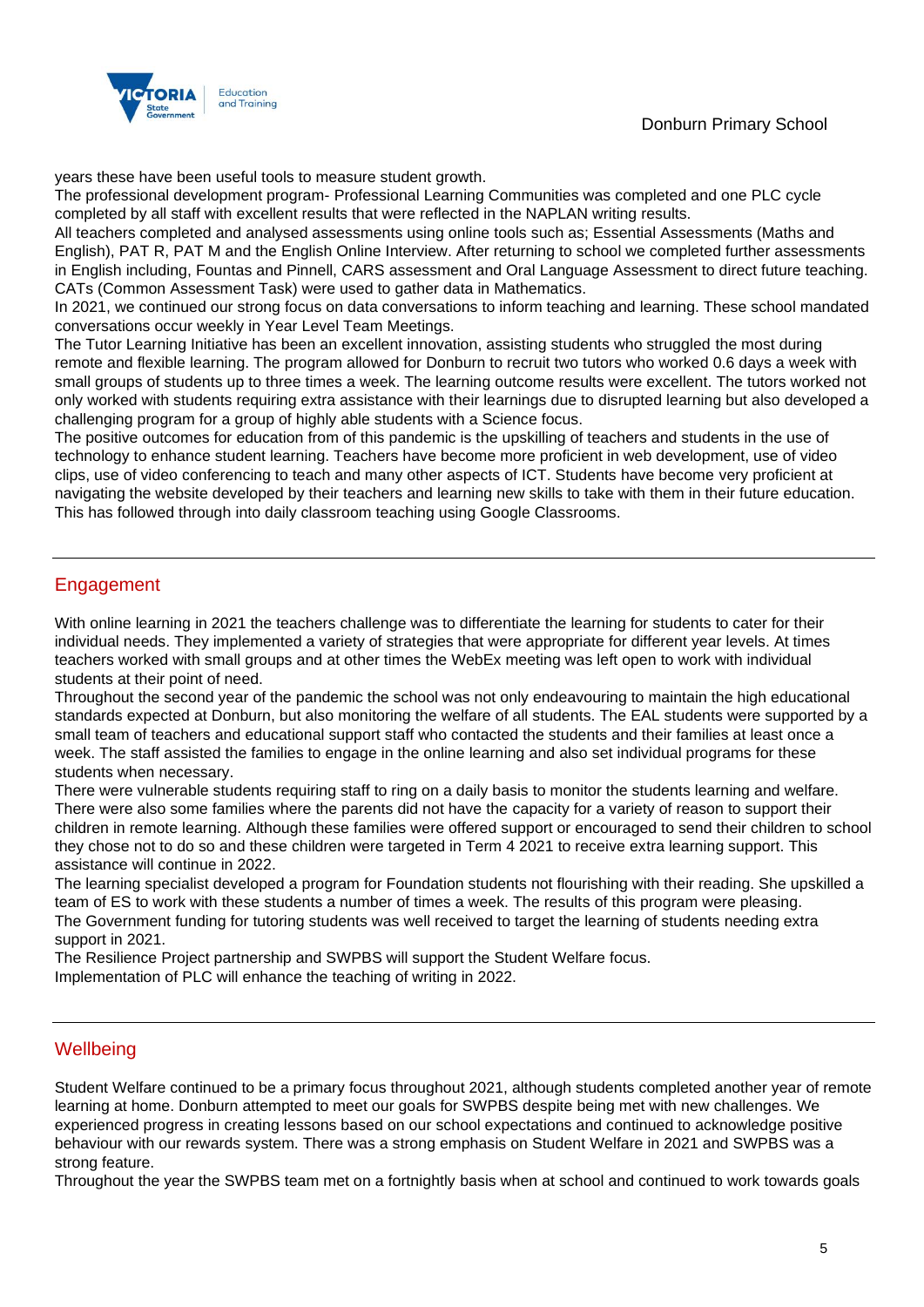years these have been useful tools to measure student growth.
The professional development program- Professional Learning Communities was completed and one PLC cycle completed by all staff with excellent results that were reflected in the NAPLAN writing results.
All teachers completed and analysed assessments using online tools such as; Essential Assessments (Maths and English), PAT R, PAT M and the English Online Interview. After returning to school we completed further assessments in English including, Fountas and Pinnell, CARS assessment and Oral Language Assessment to direct future teaching. CATs (Common Assessment Task) were used to gather data in Mathematics.
In 2021, we continued our strong focus on data conversations to inform teaching and learning. These school mandated conversations occur weekly in Year Level Team Meetings.
The Tutor Learning Initiative has been an excellent innovation, assisting students who struggled the most during remote and flexible learning. The program allowed for Donburn to recruit two tutors who worked 0.6 days a week with small groups of students up to three times a week. The learning outcome results were excellent. The tutors worked not only worked with students requiring extra assistance with their learnings due to disrupted learning but also developed a challenging program for a group of highly able students with a Science focus.
The positive outcomes for education from of this pandemic is the upskilling of teachers and students in the use of technology to enhance student learning. Teachers have become more proficient in web development, use of video clips, use of video conferencing to teach and many other aspects of ICT. Students have become very proficient at navigating the website developed by their teachers and learning new skills to take with them in their future education. This has followed through into daily classroom teaching using Google Classrooms.

## Engagement

With online learning in 2021 the teachers challenge was to differentiate the learning for students to cater for their individual needs. They implemented a variety of strategies that were appropriate for different year levels. At times teachers worked with small groups and at other times the WebEx meeting was left open to work with individual students at their point of need.
Throughout the second year of the pandemic the school was not only endeavouring to maintain the high educational standards expected at Donburn, but also monitoring the welfare of all students. The EAL students were supported by a small team of teachers and educational support staff who contacted the students and their families at least once a week. The staff assisted the families to engage in the online learning and also set individual programs for these students when necessary.
There were vulnerable students requiring staff to ring on a daily basis to monitor the students learning and welfare. There were also some families where the parents did not have the capacity for a variety of reason to support their children in remote learning. Although these families were offered support or encouraged to send their children to school they chose not to do so and these children were targeted in Term 4 2021 to receive extra learning support. This assistance will continue in 2022.
The learning specialist developed a program for Foundation students not flourishing with their reading. She upskilled a team of ES to work with these students a number of times a week. The results of this program were pleasing.
The Government funding for tutoring students was well received to target the learning of students needing extra support in 2021.
The Resilience Project partnership and SWPBS will support the Student Welfare focus.
Implementation of PLC will enhance the teaching of writing in 2022.

## Wellbeing

Student Welfare continued to be a primary focus throughout 2021, although students completed another year of remote learning at home. Donburn attempted to meet our goals for SWPBS despite being met with new challenges. We experienced progress in creating lessons based on our school expectations and continued to acknowledge positive behaviour with our rewards system. There was a strong emphasis on Student Welfare in 2021 and SWPBS was a strong feature.
Throughout the year the SWPBS team met on a fortnightly basis when at school and continued to work towards goals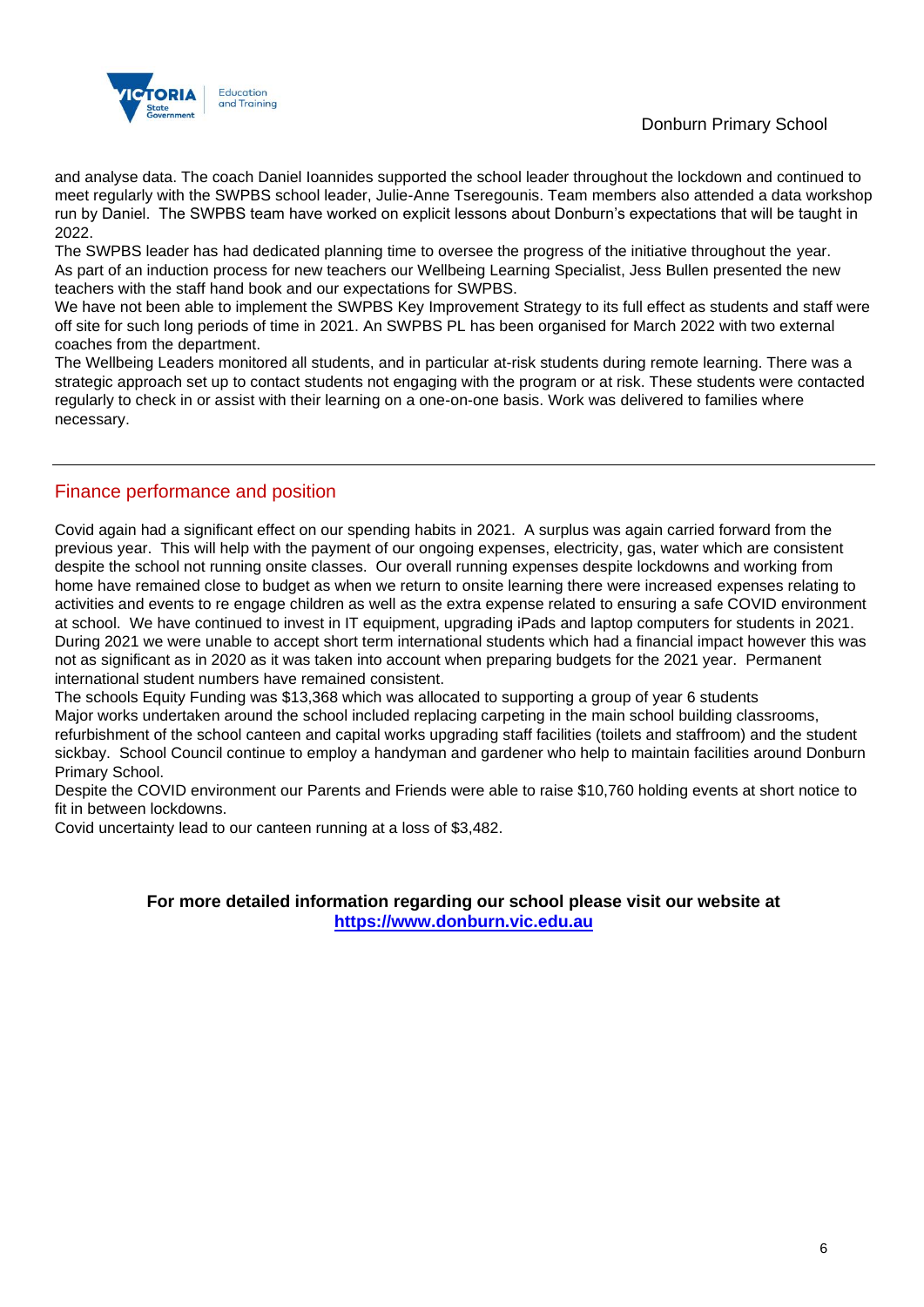and analyse data. The coach Daniel Ioannides supported the school leader throughout the lockdown and continued to meet regularly with the SWPBS school leader, Julie-Anne Tseregounis. Team members also attended a data workshop run by Daniel. The SWPBS team have worked on explicit lessons about Donburn's expectations that will be taught in 2022.
The SWPBS leader has had dedicated planning time to oversee the progress of the initiative throughout the year. As part of an induction process for new teachers our Wellbeing Learning Specialist, Jess Bullen presented the new teachers with the staff hand book and our expectations for SWPBS.
We have not been able to implement the SWPBS Key Improvement Strategy to its full effect as students and staff were off site for such long periods of time in 2021. An SWPBS PL has been organised for March 2022 with two external coaches from the department.
The Wellbeing Leaders monitored all students, and in particular at-risk students during remote learning. There was a strategic approach set up to contact students not engaging with the program or at risk. These students were contacted regularly to check in or assist with their learning on a one-on-one basis. Work was delivered to families where necessary.

---

## Finance performance and position

Covid again had a significant effect on our spending habits in 2021. A surplus was again carried forward from the previous year. This will help with the payment of our ongoing expenses, electricity, gas, water which are consistent despite the school not running onsite classes. Our overall running expenses despite lockdowns and working from home have remained close to budget as when we return to onsite learning there were increased expenses relating to activities and events to re engage children as well as the extra expense related to ensuring a safe COVID environment at school. We have continued to invest in IT equipment, upgrading iPads and laptop computers for students in 2021. During 2021 we were unable to accept short term international students which had a financial impact however this was not as significant as in 2020 as it was taken into account when preparing budgets for the 2021 year. Permanent international student numbers have remained consistent.
The schools Equity Funding was $13,368 which was allocated to supporting a group of year 6 students
Major works undertaken around the school included replacing carpeting in the main school building classrooms, refurbishment of the school canteen and capital works upgrading staff facilities (toilets and staffroom) and the student sickbay. School Council continue to employ a handyman and gardener who help to maintain facilities around Donburn Primary School.
Despite the COVID environment our Parents and Friends were able to raise $10,760 holding events at short notice to fit in between lockdowns.
Covid uncertainty lead to our canteen running at a loss of $3,482.

**For more detailed information regarding our school please visit our website at**
**[https://www.donburn.vic.edu.au](https://www.donburn.vic.edu.au)**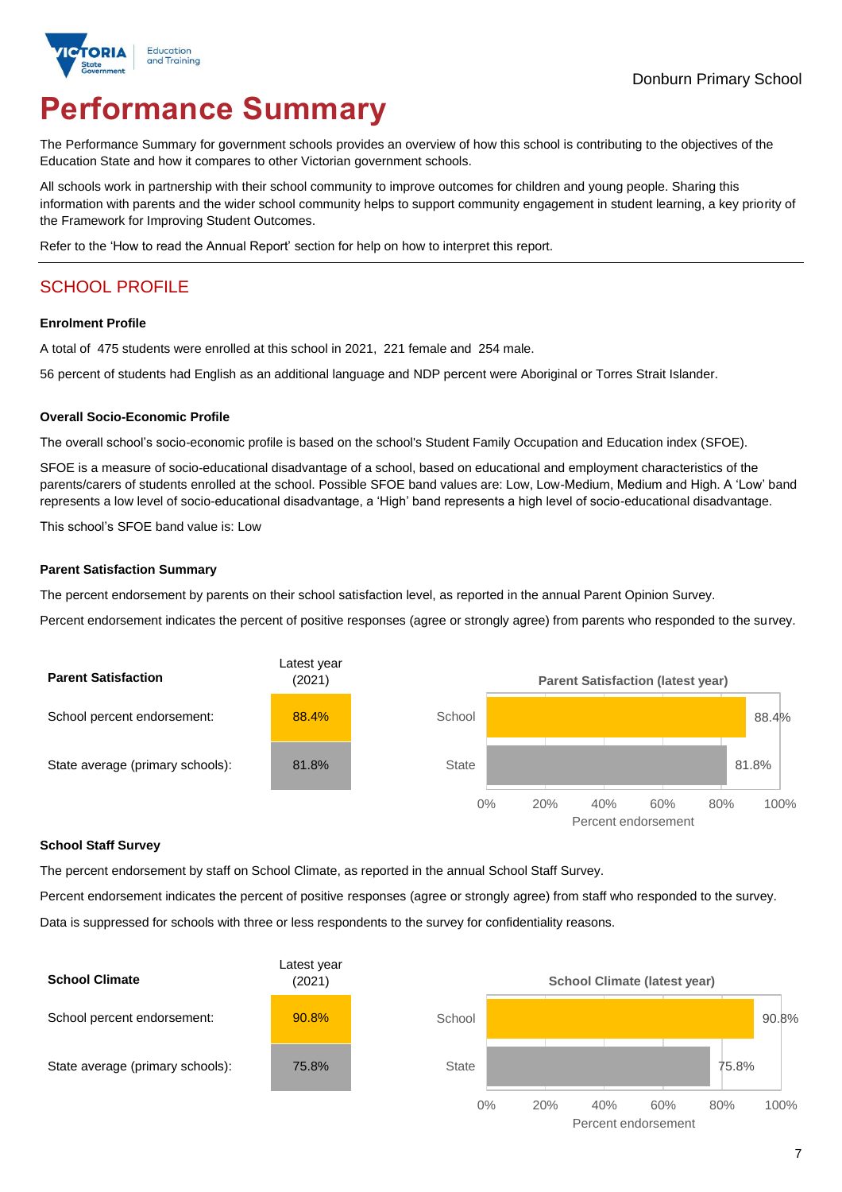Donburn Primary School

# Performance Summary

The Performance Summary for government schools provides an overview of how this school is contributing to the objectives of the Education State and how it compares to other Victorian government schools.

All schools work in partnership with their school community to improve outcomes for children and young people. Sharing this information with parents and the wider school community helps to support community engagement in student learning, a key priority of the Framework for Improving Student Outcomes.

Refer to the 'How to read the Annual Report' section for help on how to interpret this report.

## SCHOOL PROFILE

### Enrolment Profile

A total of 475 students were enrolled at this school in 2021, 221 female and 254 male.

56 percent of students had English as an additional language and NDP percent were Aboriginal or Torres Strait Islander.

### Overall Socio-Economic Profile

The overall school's socio-economic profile is based on the school's Student Family Occupation and Education index (SFOE).

SFOE is a measure of socio-educational disadvantage of a school, based on educational and employment characteristics of the parents/carers of students enrolled at the school. Possible SFOE band values are: Low, Low-Medium, Medium and High. A 'Low' band represents a low level of socio-educational disadvantage, a 'High' band represents a high level of socio-educational disadvantage.

This school's SFOE band value is: Low

### Parent Satisfaction Summary

The percent endorsement by parents on their school satisfaction level, as reported in the annual Parent Opinion Survey.

Percent endorsement indicates the percent of positive responses (agree or strongly agree) from parents who responded to the survey.

| Parent Satisfaction | Latest year (2021) |
|---|---|
| School percent endorsement: | 88.4% |
| State average (primary schools): | 81.8% |

**Parent Satisfaction (latest year)**

| | Percent endorsement |
|---|---|
| School | 88.4% |
| State | 81.8% |

### School Staff Survey

The percent endorsement by staff on School Climate, as reported in the annual School Staff Survey.

Percent endorsement indicates the percent of positive responses (agree or strongly agree) from staff who responded to the survey.

Data is suppressed for schools with three or less respondents to the survey for confidentiality reasons.

| School Climate | Latest year (2021) |
|---|---|
| School percent endorsement: | 90.8% |
| State average (primary schools): | 75.8% |

**School Climate (latest year)**

| | Percent endorsement |
|---|---|
| School | 90.8% |
| State | 75.8% |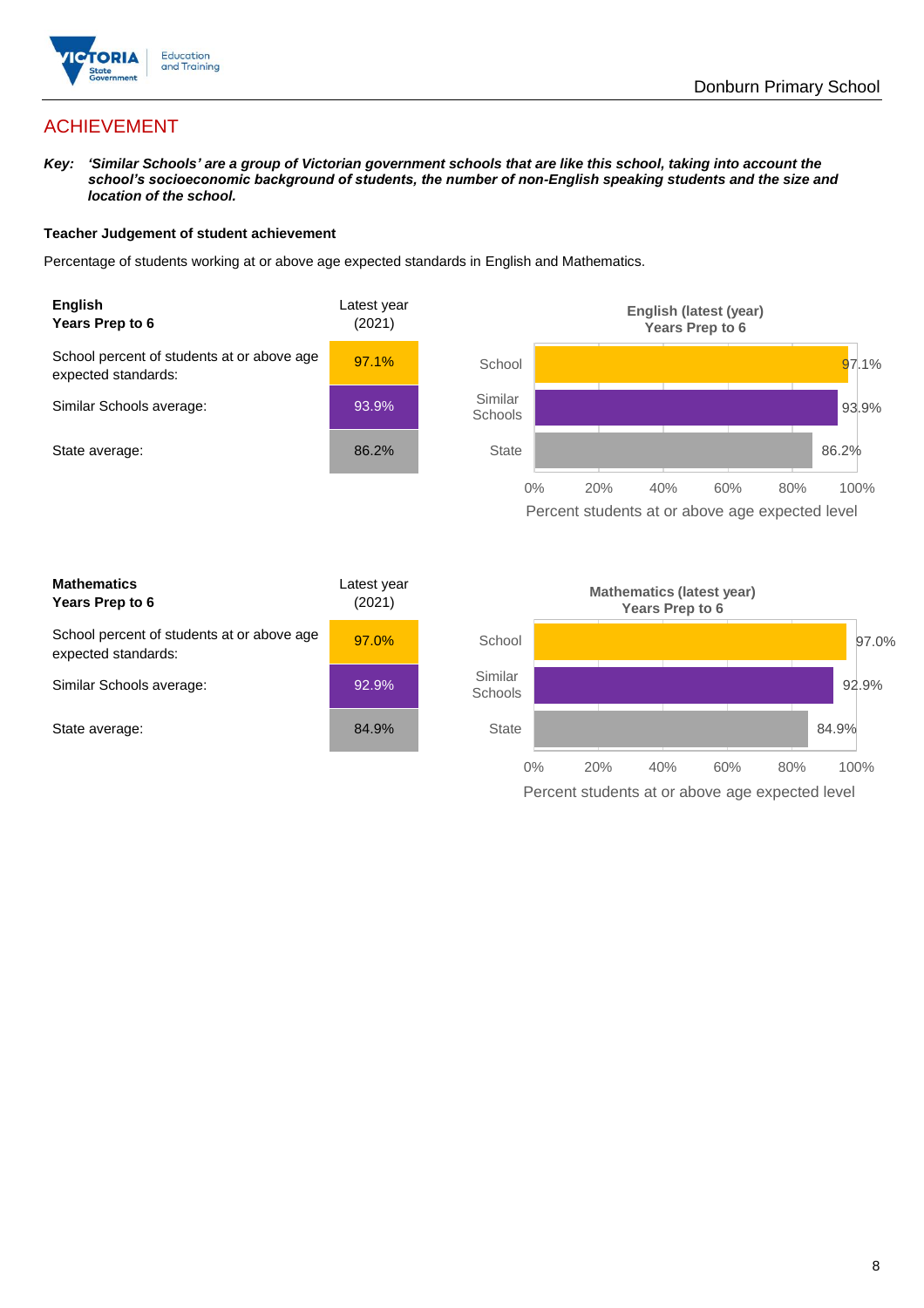## ACHIEVEMENT

***Key:*** ***'Similar Schools' are a group of Victorian government schools that are like this school, taking into account the school's socioeconomic background of students, the number of non-English speaking students and the size and location of the school.***

### Teacher Judgement of student achievement

Percentage of students working at or above age expected standards in English and Mathematics.

| **English** **Years Prep to 6** | Latest year (2021) |
|---|---|
| School percent of students at or above age expected standards: | 97.1% |
| Similar Schools average: | 93.9% |
| State average: | 86.2% |

**English (latest (year) Years Prep to 6**

| | Percent students at or above age expected level |
|---|---|
| School | 97.1% |
| Similar Schools | 93.9% |
| State | 86.2% |

| **Mathematics** **Years Prep to 6** | Latest year (2021) |
|---|---|
| School percent of students at or above age expected standards: | 97.0% |
| Similar Schools average: | 92.9% |
| State average: | 84.9% |

**Mathematics (latest year) Years Prep to 6**

| | Percent students at or above age expected level |
|---|---|
| School | 97.0% |
| Similar Schools | 92.9% |
| State | 84.9% |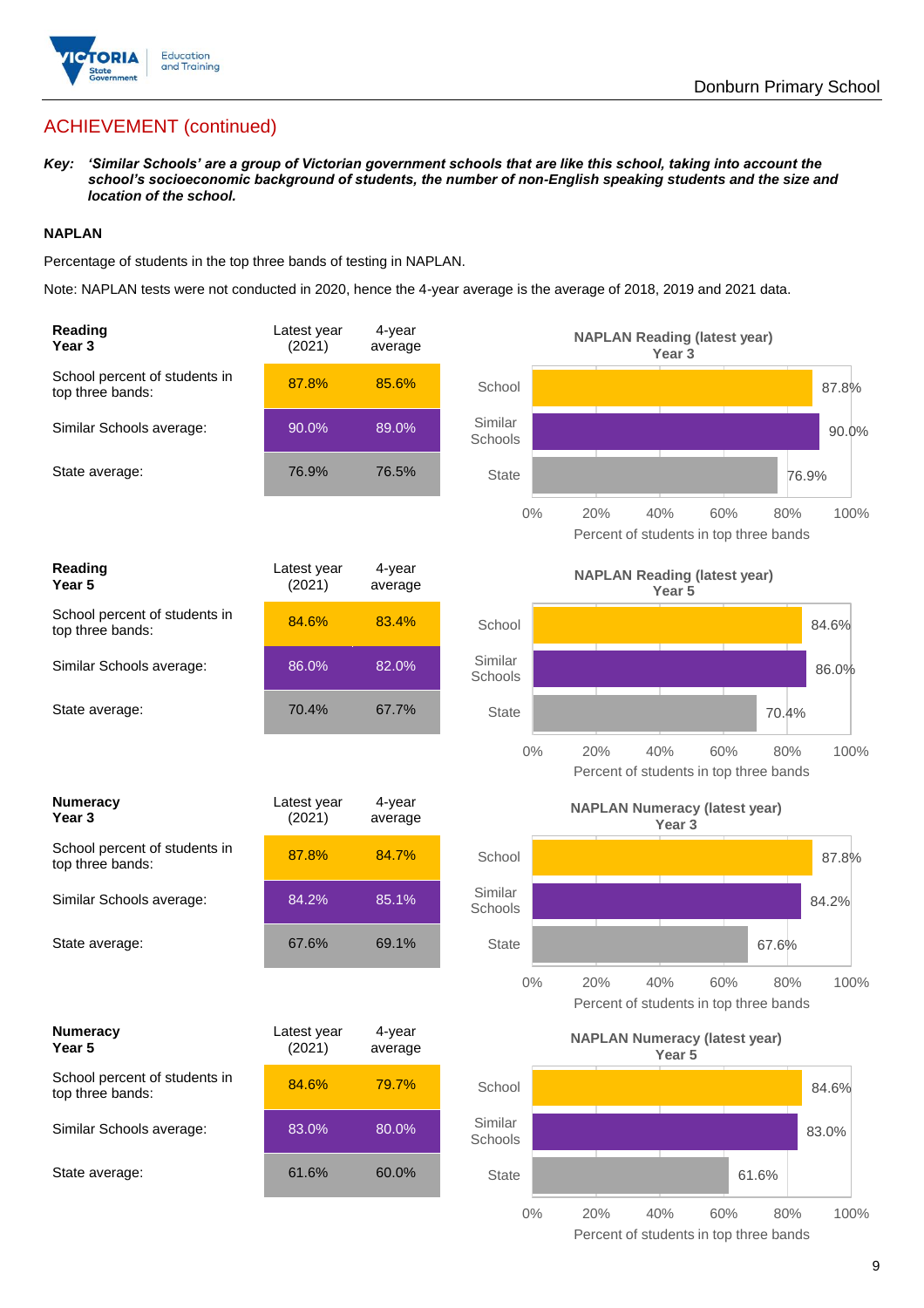## ACHIEVEMENT (continued)

***Key:*** ***'Similar Schools' are a group of Victorian government schools that are like this school, taking into account the school's socioeconomic background of students, the number of non-English speaking students and the size and location of the school.***

### NAPLAN

Percentage of students in the top three bands of testing in NAPLAN.

Note: NAPLAN tests were not conducted in 2020, hence the 4-year average is the average of 2018, 2019 and 2021 data.

| **Reading Year 3** | Latest year (2021) | 4-year average |
|---|---|---|
| School percent of students in top three bands: | 87.8% | 85.6% |
| Similar Schools average: | 90.0% | 89.0% |
| State average: | 76.9% | 76.5% |

**NAPLAN Reading (latest year) Year 3**

| | Percent of students in top three bands |
|---|---|
| School | 87.8% |
| Similar Schools | 90.0% |
| State | 76.9% |

| **Reading Year 5** | Latest year (2021) | 4-year average |
|---|---|---|
| School percent of students in top three bands: | 84.6% | 83.4% |
| Similar Schools average: | 86.0% | 82.0% |
| State average: | 70.4% | 67.7% |

**NAPLAN Reading (latest year) Year 5**

| | Percent of students in top three bands |
|---|---|
| School | 84.6% |
| Similar Schools | 86.0% |
| State | 70.4% |

| **Numeracy Year 3** | Latest year (2021) | 4-year average |
|---|---|---|
| School percent of students in top three bands: | 87.8% | 84.7% |
| Similar Schools average: | 84.2% | 85.1% |
| State average: | 67.6% | 69.1% |

**NAPLAN Numeracy (latest year) Year 3**

| | Percent of students in top three bands |
|---|---|
| School | 87.8% |
| Similar Schools | 84.2% |
| State | 67.6% |

| **Numeracy Year 5** | Latest year (2021) | 4-year average |
|---|---|---|
| School percent of students in top three bands: | 84.6% | 79.7% |
| Similar Schools average: | 83.0% | 80.0% |
| State average: | 61.6% | 60.0% |

**NAPLAN Numeracy (latest year) Year 5**

| | Percent of students in top three bands |
|---|---|
| School | 84.6% |
| Similar Schools | 83.0% |
| State | 61.6% |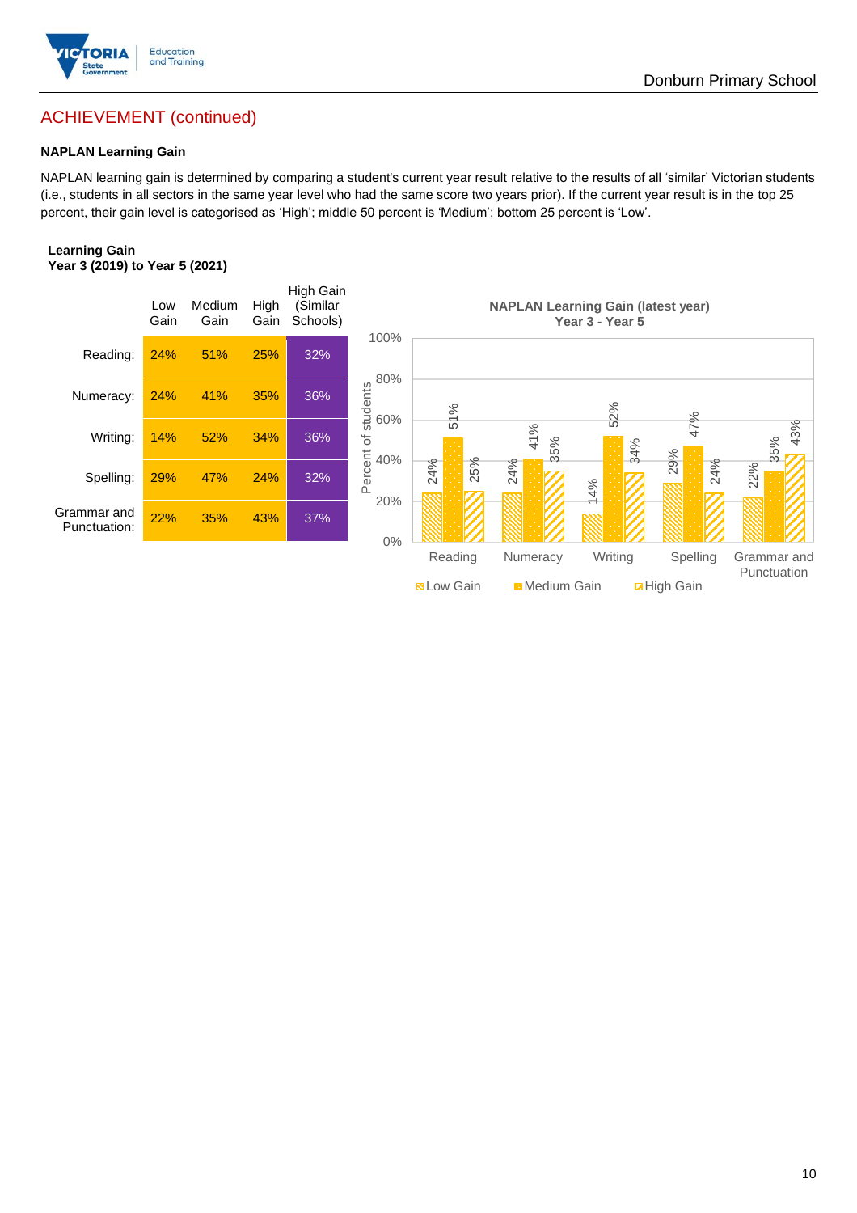## ACHIEVEMENT (continued)

### NAPLAN Learning Gain

NAPLAN learning gain is determined by comparing a student's current year result relative to the results of all 'similar' Victorian students (i.e., students in all sectors in the same year level who had the same score two years prior). If the current year result is in the top 25 percent, their gain level is categorised as 'High'; middle 50 percent is 'Medium'; bottom 25 percent is 'Low'.

**Learning Gain**
**Year 3 (2019) to Year 5 (2021)**

| | Low Gain | Medium Gain | High Gain | High Gain (Similar Schools) |
|---|---|---|---|---|
| Reading: | 24% | 51% | 25% | 32% |
| Numeracy: | 24% | 41% | 35% | 36% |
| Writing: | 14% | 52% | 34% | 36% |
| Spelling: | 29% | 47% | 24% | 32% |
| Grammar and Punctuation: | 22% | 35% | 43% | 37% |

**NAPLAN Learning Gain (latest year)**
**Year 3 - Year 5**

| | Low Gain | Medium Gain | High Gain |
|---|---|---|---|
| Reading | 24% | 51% | 25% |
| Numeracy | 24% | 41% | 35% |
| Writing | 14% | 52% | 34% |
| Spelling | 29% | 47% | 24% |
| Grammar and Punctuation | 22% | 35% | 43% |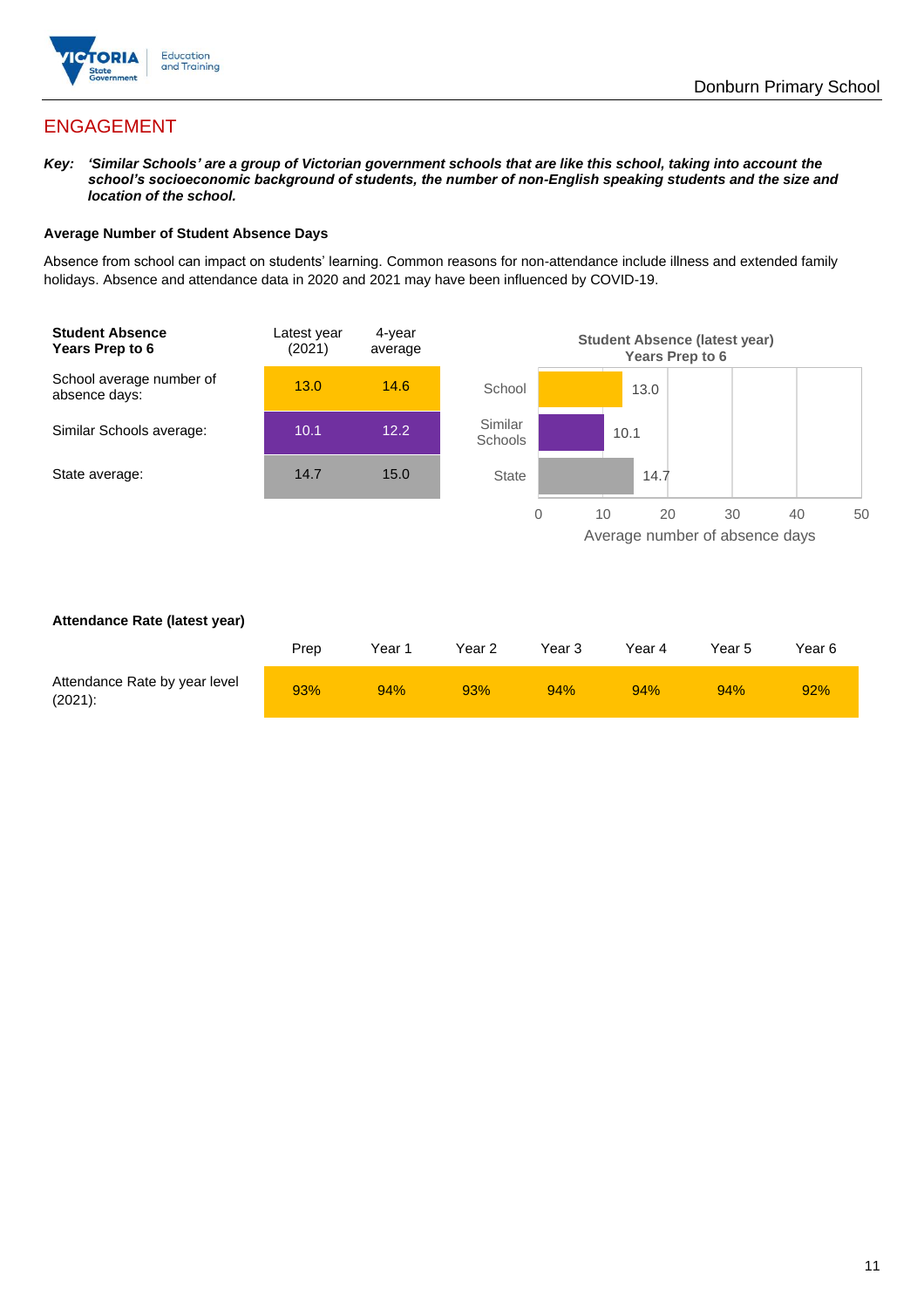# ENGAGEMENT

***Key:** 'Similar Schools' are a group of Victorian government schools that are like this school, taking into account the school's socioeconomic background of students, the number of non-English speaking students and the size and location of the school.*

### Average Number of Student Absence Days

Absence from school can impact on students' learning. Common reasons for non-attendance include illness and extended family holidays. Absence and attendance data in 2020 and 2021 may have been influenced by COVID-19.

| **Student Absence Years Prep to 6** | Latest year (2021) | 4-year average |
|---|---|---|
| School average number of absence days: | 13.0 | 14.6 |
| Similar Schools average: | 10.1 | 12.2 |
| State average: | 14.7 | 15.0 |

**Student Absence (latest year) Years Prep to 6**

| | Average number of absence days |
|---|---|
| School | 13.0 |
| Similar Schools | 10.1 |
| State | 14.7 |

### Attendance Rate (latest year)

| | Prep | Year 1 | Year 2 | Year 3 | Year 4 | Year 5 | Year 6 |
|---|---|---|---|---|---|---|---|
| Attendance Rate by year level (2021): | 93% | 94% | 93% | 94% | 94% | 94% | 92% |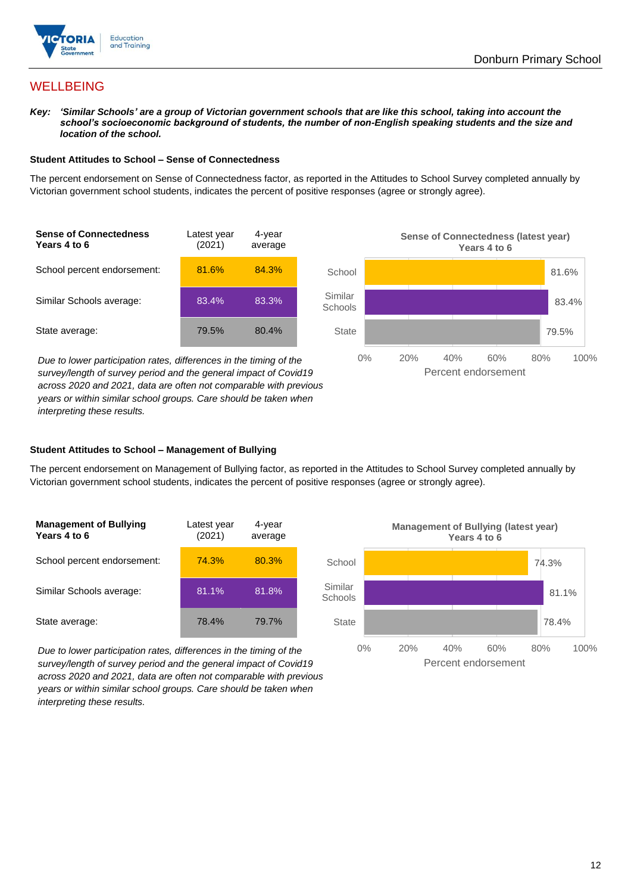## WELLBEING

***Key:*** ***'Similar Schools' are a group of Victorian government schools that are like this school, taking into account the school's socioeconomic background of students, the number of non-English speaking students and the size and location of the school.***

### Student Attitudes to School – Sense of Connectedness

The percent endorsement on Sense of Connectedness factor, as reported in the Attitudes to School Survey completed annually by Victorian government school students, indicates the percent of positive responses (agree or strongly agree).

| Sense of Connectedness Years 4 to 6 | Latest year (2021) | 4-year average |
|---|---|---|
| School percent endorsement: | 81.6% | 84.3% |
| Similar Schools average: | 83.4% | 83.3% |
| State average: | 79.5% | 80.4% |

*Due to lower participation rates, differences in the timing of the survey/length of survey period and the general impact of Covid19 across 2020 and 2021, data are often not comparable with previous years or within similar school groups. Care should be taken when interpreting these results.*

**Sense of Connectedness (latest year) Years 4 to 6**

| | Percent endorsement |
|---|---|
| School | 81.6% |
| Similar Schools | 83.4% |
| State | 79.5% |

### Student Attitudes to School – Management of Bullying

The percent endorsement on Management of Bullying factor, as reported in the Attitudes to School Survey completed annually by Victorian government school students, indicates the percent of positive responses (agree or strongly agree).

| Management of Bullying Years 4 to 6 | Latest year (2021) | 4-year average |
|---|---|---|
| School percent endorsement: | 74.3% | 80.3% |
| Similar Schools average: | 81.1% | 81.8% |
| State average: | 78.4% | 79.7% |

*Due to lower participation rates, differences in the timing of the survey/length of survey period and the general impact of Covid19 across 2020 and 2021, data are often not comparable with previous years or within similar school groups. Care should be taken when interpreting these results.*

**Management of Bullying (latest year) Years 4 to 6**

| | Percent endorsement |
|---|---|
| School | 74.3% |
| Similar Schools | 81.1% |
| State | 78.4% |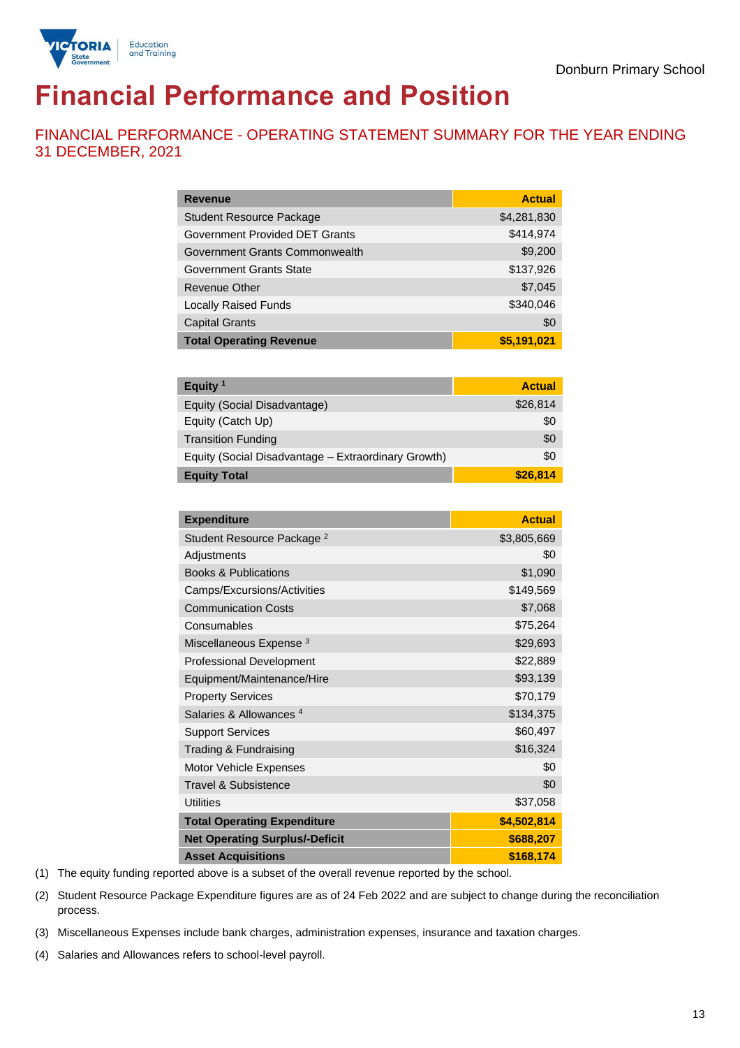Donburn Primary School

# Financial Performance and Position

## FINANCIAL PERFORMANCE - OPERATING STATEMENT SUMMARY FOR THE YEAR ENDING 31 DECEMBER, 2021

| Revenue | Actual |
|---|---|
| Student Resource Package | $4,281,830 |
| Government Provided DET Grants | $414,974 |
| Government Grants Commonwealth | $9,200 |
| Government Grants State | $137,926 |
| Revenue Other | $7,045 |
| Locally Raised Funds | $340,046 |
| Capital Grants | $0 |
| **Total Operating Revenue** | **$5,191,021** |

| Equity [1] | Actual |
|---|---|
| Equity (Social Disadvantage) | $26,814 |
| Equity (Catch Up) | $0 |
| Transition Funding | $0 |
| Equity (Social Disadvantage – Extraordinary Growth) | $0 |
| **Equity Total** | **$26,814** |

| Expenditure | Actual |
|---|---|
| Student Resource Package [2] | $3,805,669 |
| Adjustments | $0 |
| Books & Publications | $1,090 |
| Camps/Excursions/Activities | $149,569 |
| Communication Costs | $7,068 |
| Consumables | $75,264 |
| Miscellaneous Expense [3] | $29,693 |
| Professional Development | $22,889 |
| Equipment/Maintenance/Hire | $93,139 |
| Property Services | $70,179 |
| Salaries & Allowances [4] | $134,375 |
| Support Services | $60,497 |
| Trading & Fundraising | $16,324 |
| Motor Vehicle Expenses | $0 |
| Travel & Subsistence | $0 |
| Utilities | $37,058 |
| **Total Operating Expenditure** | **$4,502,814** |
| **Net Operating Surplus/-Deficit** | **$688,207** |
| **Asset Acquisitions** | **$168,174** |

(1) The equity funding reported above is a subset of the overall revenue reported by the school.

(2) Student Resource Package Expenditure figures are as of 24 Feb 2022 and are subject to change during the reconciliation process.

(3) Miscellaneous Expenses include bank charges, administration expenses, insurance and taxation charges.

(4) Salaries and Allowances refers to school-level payroll.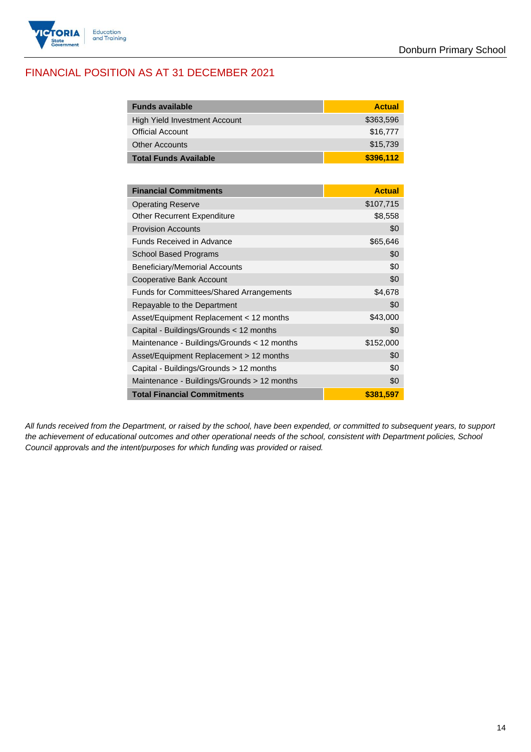# FINANCIAL POSITION AS AT 31 DECEMBER 2021

| Funds available | Actual |
| --- | --- |
| High Yield Investment Account | $363,596 |
| Official Account | $16,777 |
| Other Accounts | $15,739 |
| **Total Funds Available** | **$396,112** |

| Financial Commitments | Actual |
| --- | --- |
| Operating Reserve | $107,715 |
| Other Recurrent Expenditure | $8,558 |
| Provision Accounts | $0 |
| Funds Received in Advance | $65,646 |
| School Based Programs | $0 |
| Beneficiary/Memorial Accounts | $0 |
| Cooperative Bank Account | $0 |
| Funds for Committees/Shared Arrangements | $4,678 |
| Repayable to the Department | $0 |
| Asset/Equipment Replacement < 12 months | $43,000 |
| Capital - Buildings/Grounds < 12 months | $0 |
| Maintenance - Buildings/Grounds < 12 months | $152,000 |
| Asset/Equipment Replacement > 12 months | $0 |
| Capital - Buildings/Grounds > 12 months | $0 |
| Maintenance - Buildings/Grounds > 12 months | $0 |
| **Total Financial Commitments** | **$381,597** |

*All funds received from the Department, or raised by the school, have been expended, or committed to subsequent years, to support the achievement of educational outcomes and other operational needs of the school, consistent with Department policies, School Council approvals and the intent/purposes for which funding was provided or raised.*